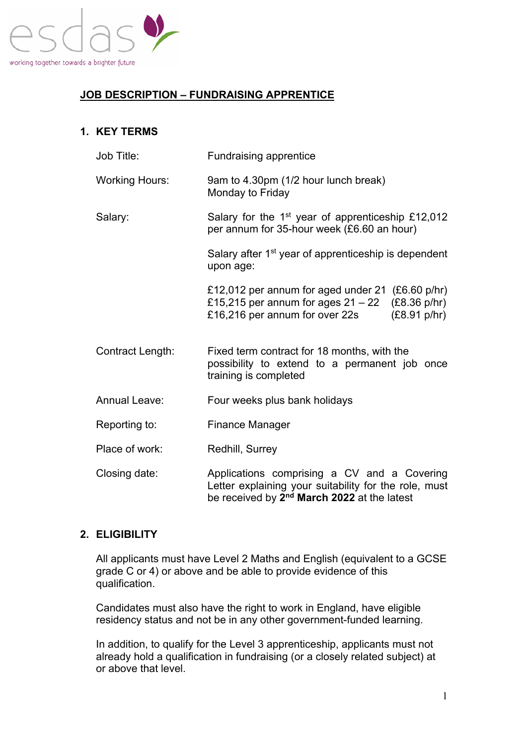esdas

working together towards a brighter future

# JOB DESCRIPTION – FUNDRAISING APPRENTICE

## 1. KEY TERMS

| | |
|---|---|
| Job Title: | Fundraising apprentice |
| Working Hours: | 9am to 4.30pm (1/2 hour lunch break)<br>Monday to Friday |
| Salary: | Salary for the 1st year of apprenticeship £12,012 per annum for 35-hour week (£6.60 an hour)<br><br>Salary after 1st year of apprenticeship is dependent upon age:<br><br>£12,012 per annum for aged under 21 (£6.60 p/hr)<br>£15,215 per annum for ages 21 – 22 (£8.36 p/hr)<br>£16,216 per annum for over 22s (£8.91 p/hr) |
| Contract Length: | Fixed term contract for 18 months, with the possibility to extend to a permanent job once training is completed |
| Annual Leave: | Four weeks plus bank holidays |
| Reporting to: | Finance Manager |
| Place of work: | Redhill, Surrey |
| Closing date: | Applications comprising a CV and a Covering Letter explaining your suitability for the role, must be received by **2nd March 2022** at the latest |

## 2. ELIGIBILITY

All applicants must have Level 2 Maths and English (equivalent to a GCSE grade C or 4) or above and be able to provide evidence of this qualification.

Candidates must also have the right to work in England, have eligible residency status and not be in any other government-funded learning.

In addition, to qualify for the Level 3 apprenticeship, applicants must not already hold a qualification in fundraising (or a closely related subject) at or above that level.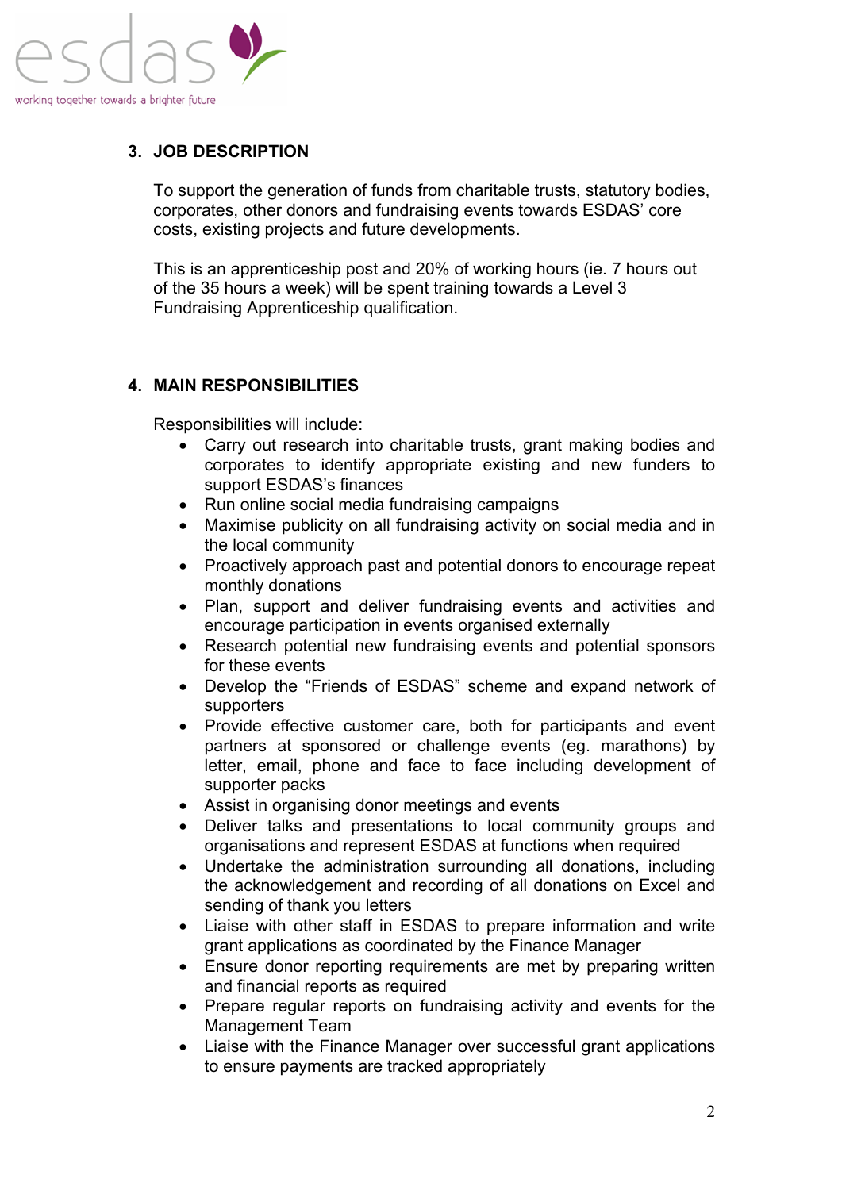## 3. JOB DESCRIPTION

To support the generation of funds from charitable trusts, statutory bodies, corporates, other donors and fundraising events towards ESDAS' core costs, existing projects and future developments.

This is an apprenticeship post and 20% of working hours (ie. 7 hours out of the 35 hours a week) will be spent training towards a Level 3 Fundraising Apprenticeship qualification.

## 4. MAIN RESPONSIBILITIES

Responsibilities will include:

- Carry out research into charitable trusts, grant making bodies and corporates to identify appropriate existing and new funders to support ESDAS's finances
- Run online social media fundraising campaigns
- Maximise publicity on all fundraising activity on social media and in the local community
- Proactively approach past and potential donors to encourage repeat monthly donations
- Plan, support and deliver fundraising events and activities and encourage participation in events organised externally
- Research potential new fundraising events and potential sponsors for these events
- Develop the "Friends of ESDAS" scheme and expand network of supporters
- Provide effective customer care, both for participants and event partners at sponsored or challenge events (eg. marathons) by letter, email, phone and face to face including development of supporter packs
- Assist in organising donor meetings and events
- Deliver talks and presentations to local community groups and organisations and represent ESDAS at functions when required
- Undertake the administration surrounding all donations, including the acknowledgement and recording of all donations on Excel and sending of thank you letters
- Liaise with other staff in ESDAS to prepare information and write grant applications as coordinated by the Finance Manager
- Ensure donor reporting requirements are met by preparing written and financial reports as required
- Prepare regular reports on fundraising activity and events for the Management Team
- Liaise with the Finance Manager over successful grant applications to ensure payments are tracked appropriately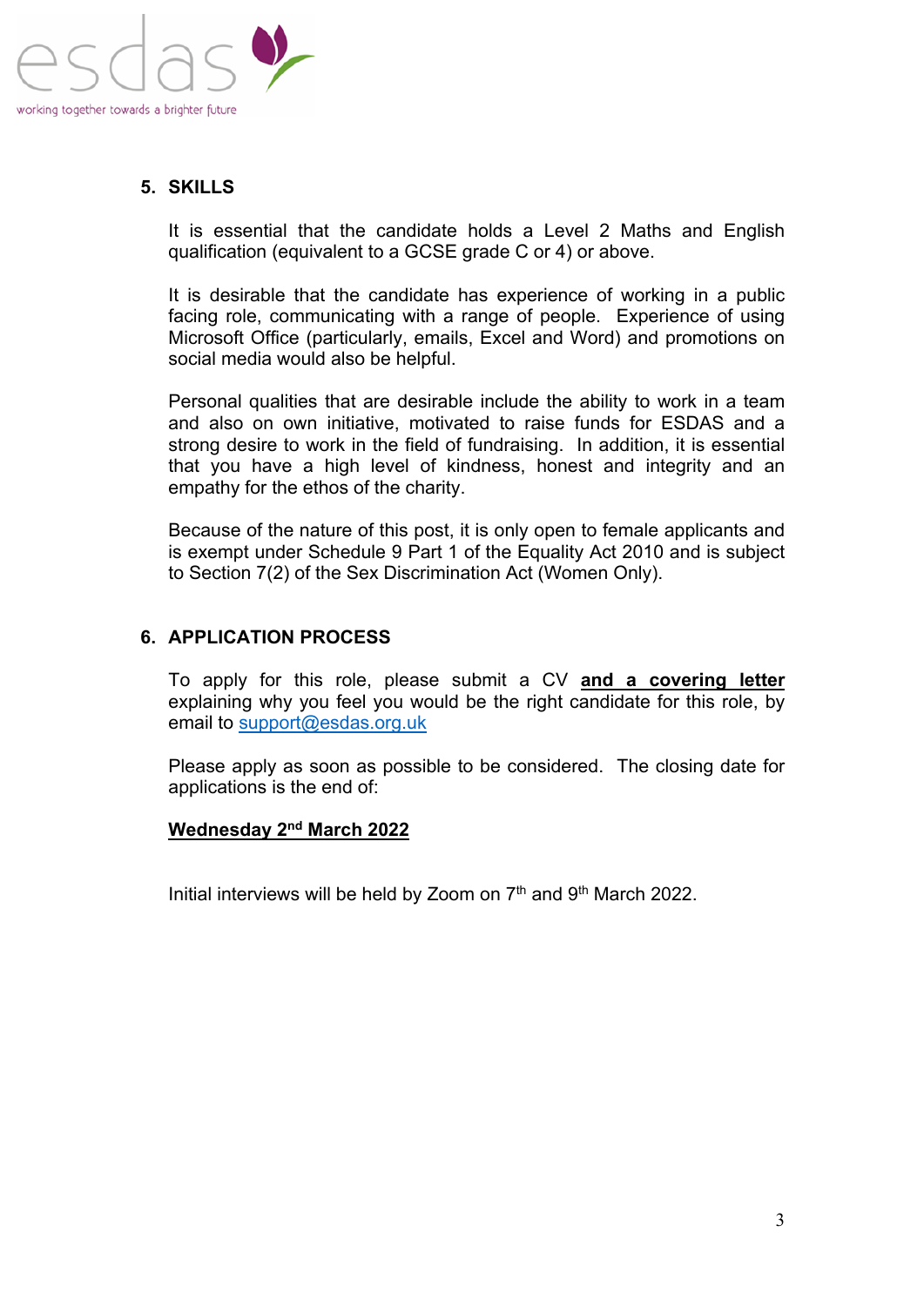## 5. SKILLS

It is essential that the candidate holds a Level 2 Maths and English qualification (equivalent to a GCSE grade C or 4) or above.

It is desirable that the candidate has experience of working in a public facing role, communicating with a range of people. Experience of using Microsoft Office (particularly, emails, Excel and Word) and promotions on social media would also be helpful.

Personal qualities that are desirable include the ability to work in a team and also on own initiative, motivated to raise funds for ESDAS and a strong desire to work in the field of fundraising. In addition, it is essential that you have a high level of kindness, honest and integrity and an empathy for the ethos of the charity.

Because of the nature of this post, it is only open to female applicants and is exempt under Schedule 9 Part 1 of the Equality Act 2010 and is subject to Section 7(2) of the Sex Discrimination Act (Women Only).

## 6. APPLICATION PROCESS

To apply for this role, please submit a CV **and a covering letter** explaining why you feel you would be the right candidate for this role, by email to support@esdas.org.uk

Please apply as soon as possible to be considered. The closing date for applications is the end of:

**Wednesday 2nd March 2022**

Initial interviews will be held by Zoom on 7th and 9th March 2022.